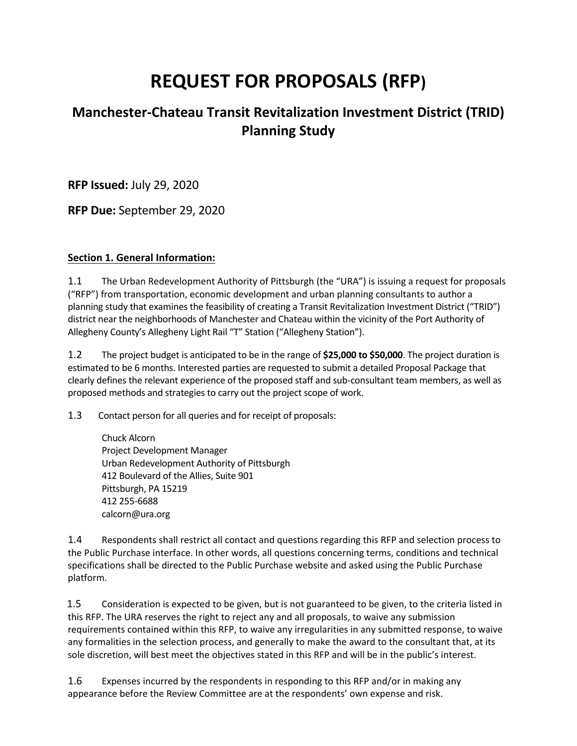# REQUEST FOR PROPOSALS (RFP)

## Manchester-Chateau Transit Revitalization Investment District (TRID) Planning Study

**RFP Issued:** July 29, 2020

**RFP Due:** September 29, 2020

**Section 1. General Information:**

1.1 The Urban Redevelopment Authority of Pittsburgh (the "URA") is issuing a request for proposals ("RFP") from transportation, economic development and urban planning consultants to author a planning study that examines the feasibility of creating a Transit Revitalization Investment District ("TRID") district near the neighborhoods of Manchester and Chateau within the vicinity of the Port Authority of Allegheny County's Allegheny Light Rail "T" Station ("Allegheny Station").

1.2 The project budget is anticipated to be in the range of **$25,000 to $50,000**. The project duration is estimated to be 6 months. Interested parties are requested to submit a detailed Proposal Package that clearly defines the relevant experience of the proposed staff and sub-consultant team members, as well as proposed methods and strategies to carry out the project scope of work.

1.3 Contact person for all queries and for receipt of proposals:

Chuck Alcorn
Project Development Manager
Urban Redevelopment Authority of Pittsburgh
412 Boulevard of the Allies, Suite 901
Pittsburgh, PA 15219
412 255-6688
calcorn@ura.org

1.4 Respondents shall restrict all contact and questions regarding this RFP and selection process to the Public Purchase interface. In other words, all questions concerning terms, conditions and technical specifications shall be directed to the Public Purchase website and asked using the Public Purchase platform.

1.5 Consideration is expected to be given, but is not guaranteed to be given, to the criteria listed in this RFP. The URA reserves the right to reject any and all proposals, to waive any submission requirements contained within this RFP, to waive any irregularities in any submitted response, to waive any formalities in the selection process, and generally to make the award to the consultant that, at its sole discretion, will best meet the objectives stated in this RFP and will be in the public's interest.

1.6 Expenses incurred by the respondents in responding to this RFP and/or in making any appearance before the Review Committee are at the respondents' own expense and risk.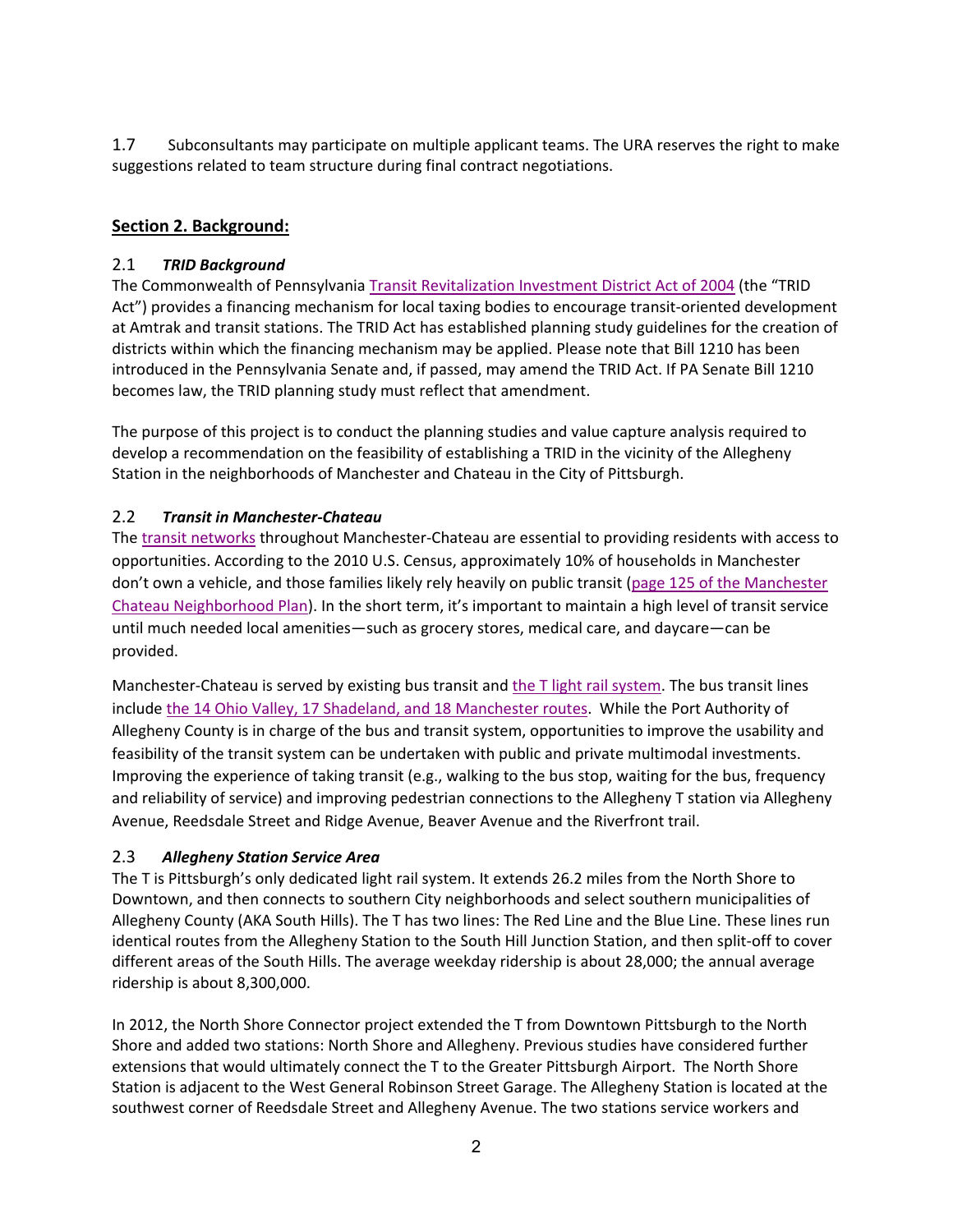1.7 Subconsultants may participate on multiple applicant teams. The URA reserves the right to make suggestions related to team structure during final contract negotiations.

## Section 2. Background:

### 2.1 *TRID Background*

The Commonwealth of Pennsylvania Transit Revitalization Investment District Act of 2004 (the "TRID Act") provides a financing mechanism for local taxing bodies to encourage transit-oriented development at Amtrak and transit stations. The TRID Act has established planning study guidelines for the creation of districts within which the financing mechanism may be applied. Please note that Bill 1210 has been introduced in the Pennsylvania Senate and, if passed, may amend the TRID Act. If PA Senate Bill 1210 becomes law, the TRID planning study must reflect that amendment.

The purpose of this project is to conduct the planning studies and value capture analysis required to develop a recommendation on the feasibility of establishing a TRID in the vicinity of the Allegheny Station in the neighborhoods of Manchester and Chateau in the City of Pittsburgh.

### 2.2 *Transit in Manchester-Chateau*

The transit networks throughout Manchester-Chateau are essential to providing residents with access to opportunities. According to the 2010 U.S. Census, approximately 10% of households in Manchester don't own a vehicle, and those families likely rely heavily on public transit (page 125 of the Manchester Chateau Neighborhood Plan). In the short term, it's important to maintain a high level of transit service until much needed local amenities—such as grocery stores, medical care, and daycare—can be provided.

Manchester-Chateau is served by existing bus transit and the T light rail system. The bus transit lines include the 14 Ohio Valley, 17 Shadeland, and 18 Manchester routes. While the Port Authority of Allegheny County is in charge of the bus and transit system, opportunities to improve the usability and feasibility of the transit system can be undertaken with public and private multimodal investments. Improving the experience of taking transit (e.g., walking to the bus stop, waiting for the bus, frequency and reliability of service) and improving pedestrian connections to the Allegheny T station via Allegheny Avenue, Reedsdale Street and Ridge Avenue, Beaver Avenue and the Riverfront trail.

### 2.3 *Allegheny Station Service Area*

The T is Pittsburgh's only dedicated light rail system. It extends 26.2 miles from the North Shore to Downtown, and then connects to southern City neighborhoods and select southern municipalities of Allegheny County (AKA South Hills). The T has two lines: The Red Line and the Blue Line. These lines run identical routes from the Allegheny Station to the South Hill Junction Station, and then split-off to cover different areas of the South Hills. The average weekday ridership is about 28,000; the annual average ridership is about 8,300,000.

In 2012, the North Shore Connector project extended the T from Downtown Pittsburgh to the North Shore and added two stations: North Shore and Allegheny. Previous studies have considered further extensions that would ultimately connect the T to the Greater Pittsburgh Airport. The North Shore Station is adjacent to the West General Robinson Street Garage. The Allegheny Station is located at the southwest corner of Reedsdale Street and Allegheny Avenue. The two stations service workers and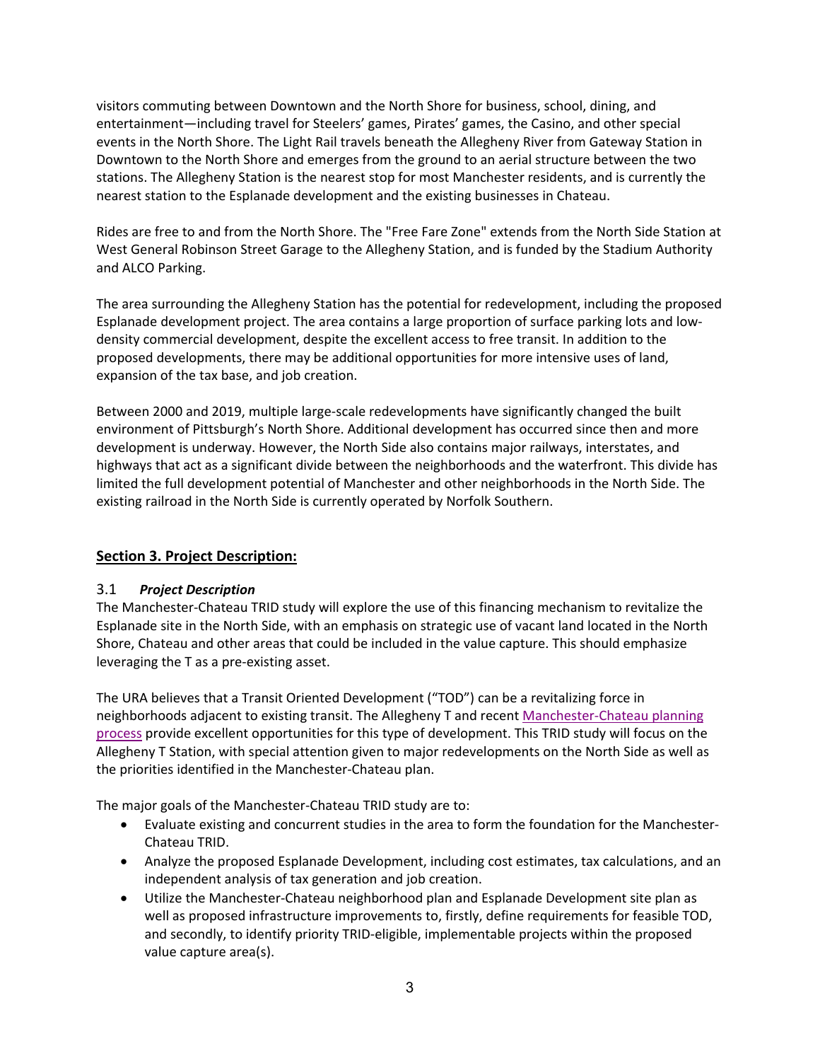visitors commuting between Downtown and the North Shore for business, school, dining, and entertainment—including travel for Steelers' games, Pirates' games, the Casino, and other special events in the North Shore. The Light Rail travels beneath the Allegheny River from Gateway Station in Downtown to the North Shore and emerges from the ground to an aerial structure between the two stations. The Allegheny Station is the nearest stop for most Manchester residents, and is currently the nearest station to the Esplanade development and the existing businesses in Chateau.

Rides are free to and from the North Shore. The "Free Fare Zone" extends from the North Side Station at West General Robinson Street Garage to the Allegheny Station, and is funded by the Stadium Authority and ALCO Parking.

The area surrounding the Allegheny Station has the potential for redevelopment, including the proposed Esplanade development project. The area contains a large proportion of surface parking lots and low-density commercial development, despite the excellent access to free transit. In addition to the proposed developments, there may be additional opportunities for more intensive uses of land, expansion of the tax base, and job creation.

Between 2000 and 2019, multiple large-scale redevelopments have significantly changed the built environment of Pittsburgh's North Shore. Additional development has occurred since then and more development is underway. However, the North Side also contains major railways, interstates, and highways that act as a significant divide between the neighborhoods and the waterfront. This divide has limited the full development potential of Manchester and other neighborhoods in the North Side. The existing railroad in the North Side is currently operated by Norfolk Southern.

## Section 3. Project Description:

### 3.1 *Project Description*

The Manchester-Chateau TRID study will explore the use of this financing mechanism to revitalize the Esplanade site in the North Side, with an emphasis on strategic use of vacant land located in the North Shore, Chateau and other areas that could be included in the value capture. This should emphasize leveraging the T as a pre-existing asset.

The URA believes that a Transit Oriented Development ("TOD") can be a revitalizing force in neighborhoods adjacent to existing transit. The Allegheny T and recent Manchester-Chateau planning process provide excellent opportunities for this type of development. This TRID study will focus on the Allegheny T Station, with special attention given to major redevelopments on the North Side as well as the priorities identified in the Manchester-Chateau plan.

The major goals of the Manchester-Chateau TRID study are to:

- Evaluate existing and concurrent studies in the area to form the foundation for the Manchester-Chateau TRID.
- Analyze the proposed Esplanade Development, including cost estimates, tax calculations, and an independent analysis of tax generation and job creation.
- Utilize the Manchester-Chateau neighborhood plan and Esplanade Development site plan as well as proposed infrastructure improvements to, firstly, define requirements for feasible TOD, and secondly, to identify priority TRID-eligible, implementable projects within the proposed value capture area(s).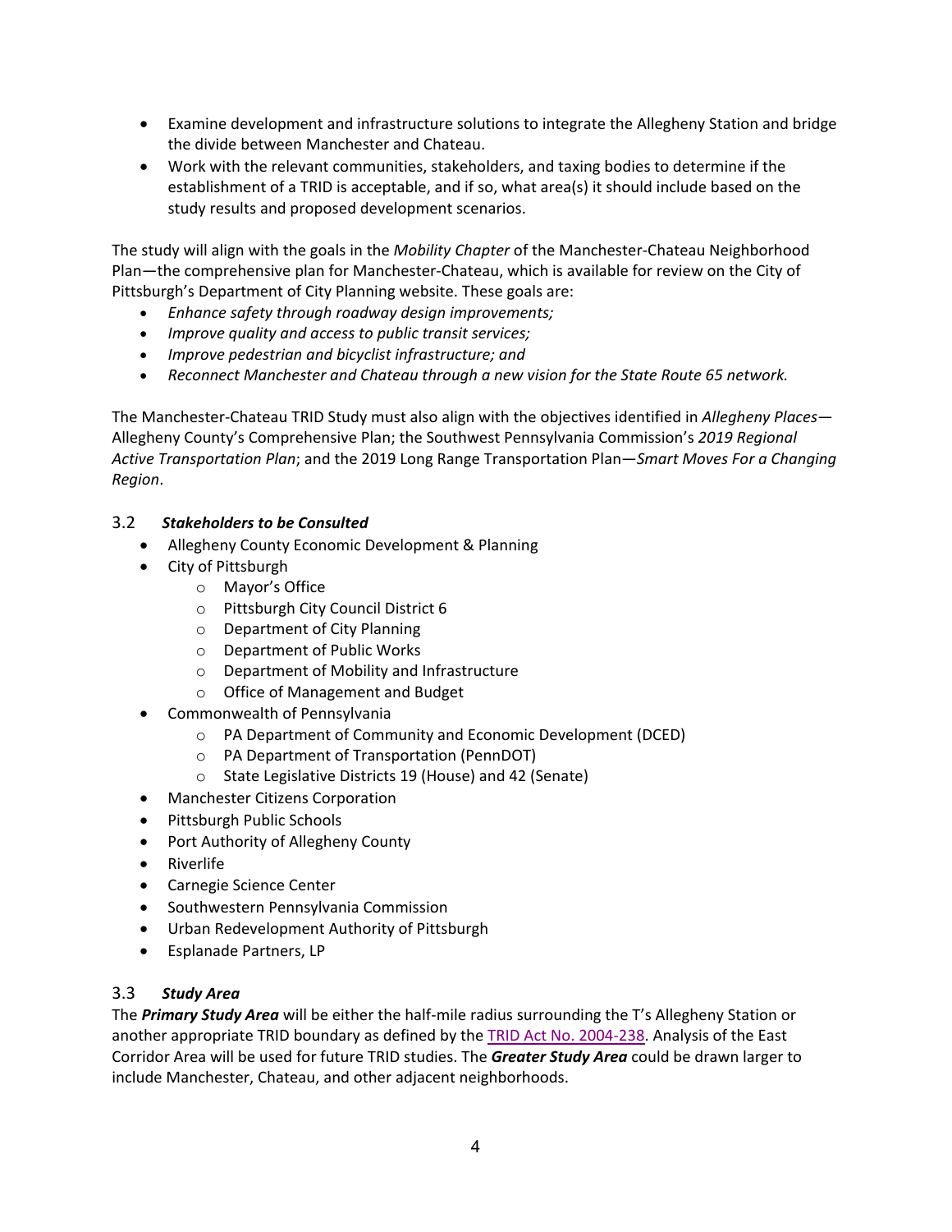- Examine development and infrastructure solutions to integrate the Allegheny Station and bridge the divide between Manchester and Chateau.
- Work with the relevant communities, stakeholders, and taxing bodies to determine if the establishment of a TRID is acceptable, and if so, what area(s) it should include based on the study results and proposed development scenarios.

The study will align with the goals in the *Mobility Chapter* of the Manchester-Chateau Neighborhood Plan—the comprehensive plan for Manchester-Chateau, which is available for review on the City of Pittsburgh's Department of City Planning website. These goals are:

- *Enhance safety through roadway design improvements;*
- *Improve quality and access to public transit services;*
- *Improve pedestrian and bicyclist infrastructure; and*
- *Reconnect Manchester and Chateau through a new vision for the State Route 65 network.*

The Manchester-Chateau TRID Study must also align with the objectives identified in *Allegheny Places*—Allegheny County's Comprehensive Plan; the Southwest Pennsylvania Commission's *2019 Regional Active Transportation Plan*; and the 2019 Long Range Transportation Plan—*Smart Moves For a Changing Region*.

### 3.2 *Stakeholders to be Consulted*

- Allegheny County Economic Development & Planning
- City of Pittsburgh
  - Mayor's Office
  - Pittsburgh City Council District 6
  - Department of City Planning
  - Department of Public Works
  - Department of Mobility and Infrastructure
  - Office of Management and Budget
- Commonwealth of Pennsylvania
  - PA Department of Community and Economic Development (DCED)
  - PA Department of Transportation (PennDOT)
  - State Legislative Districts 19 (House) and 42 (Senate)
- Manchester Citizens Corporation
- Pittsburgh Public Schools
- Port Authority of Allegheny County
- Riverlife
- Carnegie Science Center
- Southwestern Pennsylvania Commission
- Urban Redevelopment Authority of Pittsburgh
- Esplanade Partners, LP

### 3.3 *Study Area*

The ***Primary Study Area*** will be either the half-mile radius surrounding the T's Allegheny Station or another appropriate TRID boundary as defined by the TRID Act No. 2004-238. Analysis of the East Corridor Area will be used for future TRID studies. The ***Greater Study Area*** could be drawn larger to include Manchester, Chateau, and other adjacent neighborhoods.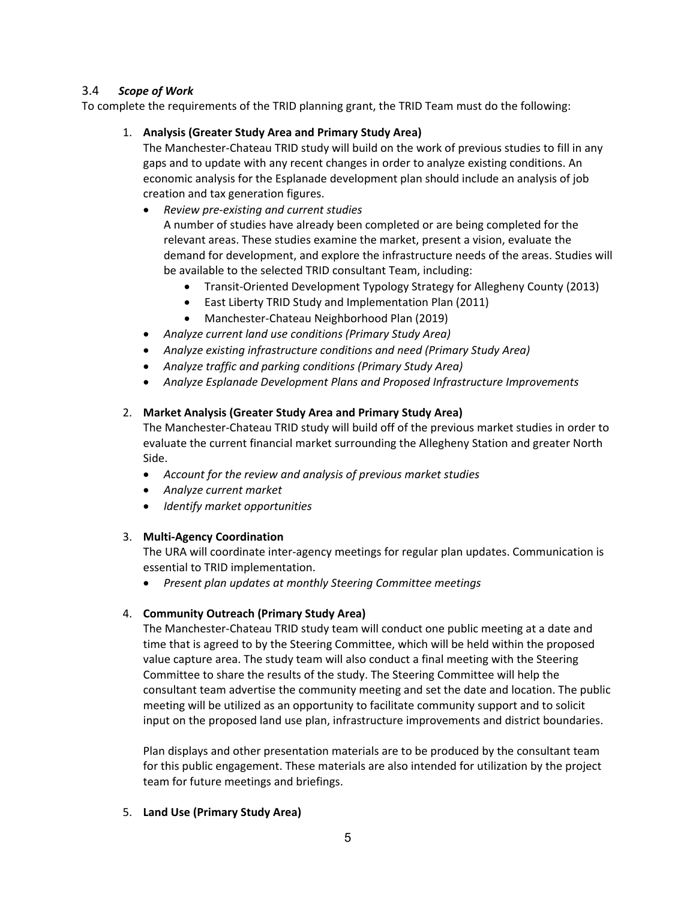### 3.4 *Scope of Work*

To complete the requirements of the TRID planning grant, the TRID Team must do the following:

1. **Analysis (Greater Study Area and Primary Study Area)**

   The Manchester-Chateau TRID study will build on the work of previous studies to fill in any gaps and to update with any recent changes in order to analyze existing conditions. An economic analysis for the Esplanade development plan should include an analysis of job creation and tax generation figures.

   - *Review pre-existing and current studies*

     A number of studies have already been completed or are being completed for the relevant areas. These studies examine the market, present a vision, evaluate the demand for development, and explore the infrastructure needs of the areas. Studies will be available to the selected TRID consultant Team, including:
     - Transit-Oriented Development Typology Strategy for Allegheny County (2013)
     - East Liberty TRID Study and Implementation Plan (2011)
     - Manchester-Chateau Neighborhood Plan (2019)
   - *Analyze current land use conditions (Primary Study Area)*
   - *Analyze existing infrastructure conditions and need (Primary Study Area)*
   - *Analyze traffic and parking conditions (Primary Study Area)*
   - *Analyze Esplanade Development Plans and Proposed Infrastructure Improvements*

2. **Market Analysis (Greater Study Area and Primary Study Area)**

   The Manchester-Chateau TRID study will build off of the previous market studies in order to evaluate the current financial market surrounding the Allegheny Station and greater North Side.

   - *Account for the review and analysis of previous market studies*
   - *Analyze current market*
   - *Identify market opportunities*

3. **Multi-Agency Coordination**

   The URA will coordinate inter-agency meetings for regular plan updates. Communication is essential to TRID implementation.

   - *Present plan updates at monthly Steering Committee meetings*

4. **Community Outreach (Primary Study Area)**

   The Manchester-Chateau TRID study team will conduct one public meeting at a date and time that is agreed to by the Steering Committee, which will be held within the proposed value capture area. The study team will also conduct a final meeting with the Steering Committee to share the results of the study. The Steering Committee will help the consultant team advertise the community meeting and set the date and location. The public meeting will be utilized as an opportunity to facilitate community support and to solicit input on the proposed land use plan, infrastructure improvements and district boundaries.

   Plan displays and other presentation materials are to be produced by the consultant team for this public engagement. These materials are also intended for utilization by the project team for future meetings and briefings.

5. **Land Use (Primary Study Area)**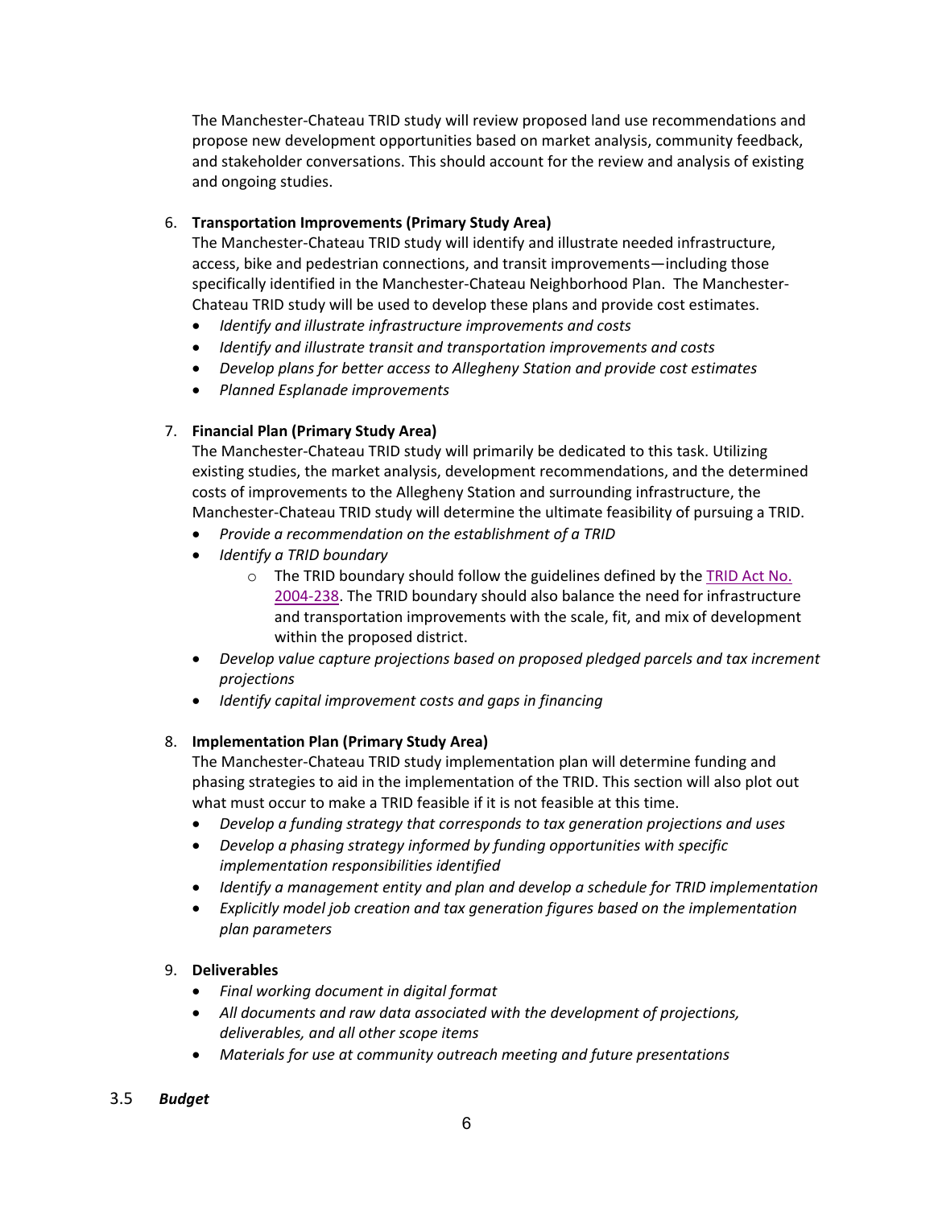The Manchester-Chateau TRID study will review proposed land use recommendations and propose new development opportunities based on market analysis, community feedback, and stakeholder conversations. This should account for the review and analysis of existing and ongoing studies.

6. **Transportation Improvements (Primary Study Area)**
   The Manchester-Chateau TRID study will identify and illustrate needed infrastructure, access, bike and pedestrian connections, and transit improvements—including those specifically identified in the Manchester-Chateau Neighborhood Plan. The Manchester-Chateau TRID study will be used to develop these plans and provide cost estimates.
   - *Identify and illustrate infrastructure improvements and costs*
   - *Identify and illustrate transit and transportation improvements and costs*
   - *Develop plans for better access to Allegheny Station and provide cost estimates*
   - *Planned Esplanade improvements*

7. **Financial Plan (Primary Study Area)**
   The Manchester-Chateau TRID study will primarily be dedicated to this task. Utilizing existing studies, the market analysis, development recommendations, and the determined costs of improvements to the Allegheny Station and surrounding infrastructure, the Manchester-Chateau TRID study will determine the ultimate feasibility of pursuing a TRID.
   - *Provide a recommendation on the establishment of a TRID*
   - *Identify a TRID boundary*
     - The TRID boundary should follow the guidelines defined by the TRID Act No. 2004-238. The TRID boundary should also balance the need for infrastructure and transportation improvements with the scale, fit, and mix of development within the proposed district.
   - *Develop value capture projections based on proposed pledged parcels and tax increment projections*
   - *Identify capital improvement costs and gaps in financing*

8. **Implementation Plan (Primary Study Area)**
   The Manchester-Chateau TRID study implementation plan will determine funding and phasing strategies to aid in the implementation of the TRID. This section will also plot out what must occur to make a TRID feasible if it is not feasible at this time.
   - *Develop a funding strategy that corresponds to tax generation projections and uses*
   - *Develop a phasing strategy informed by funding opportunities with specific implementation responsibilities identified*
   - *Identify a management entity and plan and develop a schedule for TRID implementation*
   - *Explicitly model job creation and tax generation figures based on the implementation plan parameters*

9. **Deliverables**
   - *Final working document in digital format*
   - *All documents and raw data associated with the development of projections, deliverables, and all other scope items*
   - *Materials for use at community outreach meeting and future presentations*

### 3.5 ***Budget***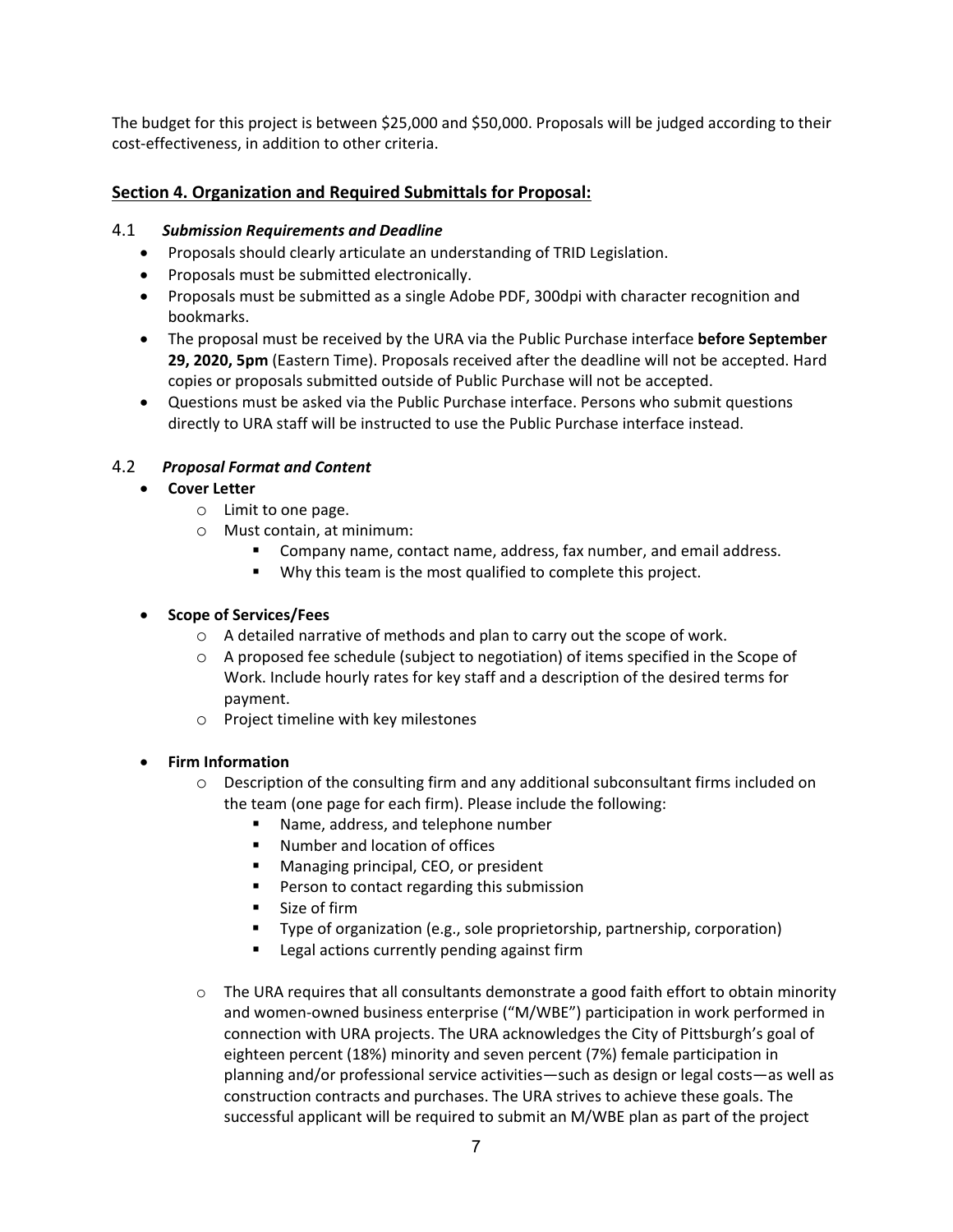The budget for this project is between $25,000 and $50,000. Proposals will be judged according to their cost-effectiveness, in addition to other criteria.

## Section 4. Organization and Required Submittals for Proposal:

### 4.1 *Submission Requirements and Deadline*

- Proposals should clearly articulate an understanding of TRID Legislation.
- Proposals must be submitted electronically.
- Proposals must be submitted as a single Adobe PDF, 300dpi with character recognition and bookmarks.
- The proposal must be received by the URA via the Public Purchase interface **before September 29, 2020, 5pm** (Eastern Time). Proposals received after the deadline will not be accepted. Hard copies or proposals submitted outside of Public Purchase will not be accepted.
- Questions must be asked via the Public Purchase interface. Persons who submit questions directly to URA staff will be instructed to use the Public Purchase interface instead.

### 4.2 *Proposal Format and Content*

- **Cover Letter**
  - Limit to one page.
  - Must contain, at minimum:
    - Company name, contact name, address, fax number, and email address.
    - Why this team is the most qualified to complete this project.

- **Scope of Services/Fees**
  - A detailed narrative of methods and plan to carry out the scope of work.
  - A proposed fee schedule (subject to negotiation) of items specified in the Scope of Work. Include hourly rates for key staff and a description of the desired terms for payment.
  - Project timeline with key milestones

- **Firm Information**
  - Description of the consulting firm and any additional subconsultant firms included on the team (one page for each firm). Please include the following:
    - Name, address, and telephone number
    - Number and location of offices
    - Managing principal, CEO, or president
    - Person to contact regarding this submission
    - Size of firm
    - Type of organization (e.g., sole proprietorship, partnership, corporation)
    - Legal actions currently pending against firm

  - The URA requires that all consultants demonstrate a good faith effort to obtain minority and women-owned business enterprise ("M/WBE") participation in work performed in connection with URA projects. The URA acknowledges the City of Pittsburgh's goal of eighteen percent (18%) minority and seven percent (7%) female participation in planning and/or professional service activities—such as design or legal costs—as well as construction contracts and purchases. The URA strives to achieve these goals. The successful applicant will be required to submit an M/WBE plan as part of the project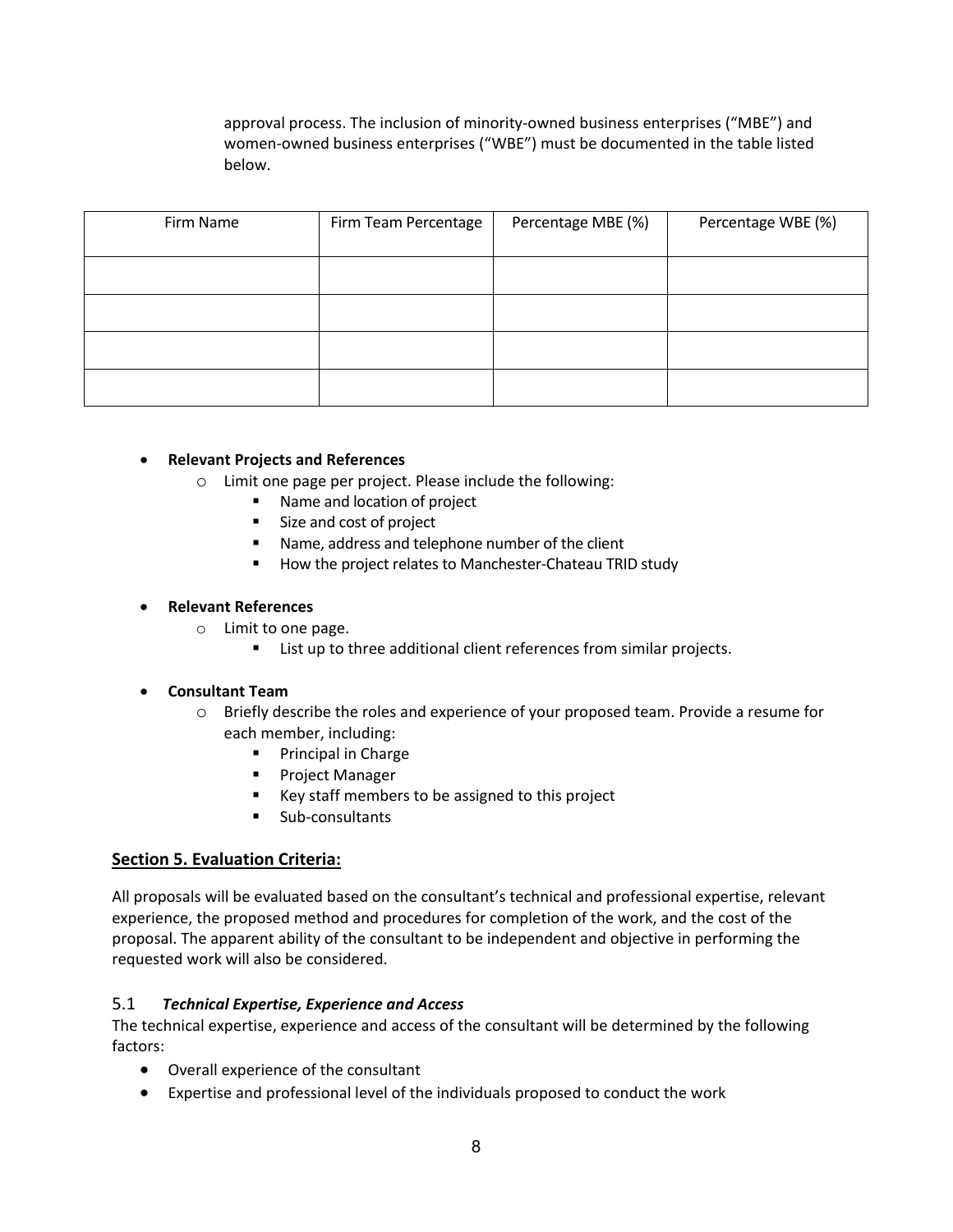approval process. The inclusion of minority-owned business enterprises ("MBE") and women-owned business enterprises ("WBE") must be documented in the table listed below.

| Firm Name | Firm Team Percentage | Percentage MBE (%) | Percentage WBE (%) |
| --- | --- | --- | --- |
| | | | |
| | | | |
| | | | |
| | | | |

- **Relevant Projects and References**
  - Limit one page per project. Please include the following:
    - Name and location of project
    - Size and cost of project
    - Name, address and telephone number of the client
    - How the project relates to Manchester-Chateau TRID study

- **Relevant References**
  - Limit to one page.
    - List up to three additional client references from similar projects.

- **Consultant Team**
  - Briefly describe the roles and experience of your proposed team. Provide a resume for each member, including:
    - Principal in Charge
    - Project Manager
    - Key staff members to be assigned to this project
    - Sub-consultants

## Section 5. Evaluation Criteria:

All proposals will be evaluated based on the consultant's technical and professional expertise, relevant experience, the proposed method and procedures for completion of the work, and the cost of the proposal. The apparent ability of the consultant to be independent and objective in performing the requested work will also be considered.

### 5.1 *Technical Expertise, Experience and Access*

The technical expertise, experience and access of the consultant will be determined by the following factors:

- Overall experience of the consultant
- Expertise and professional level of the individuals proposed to conduct the work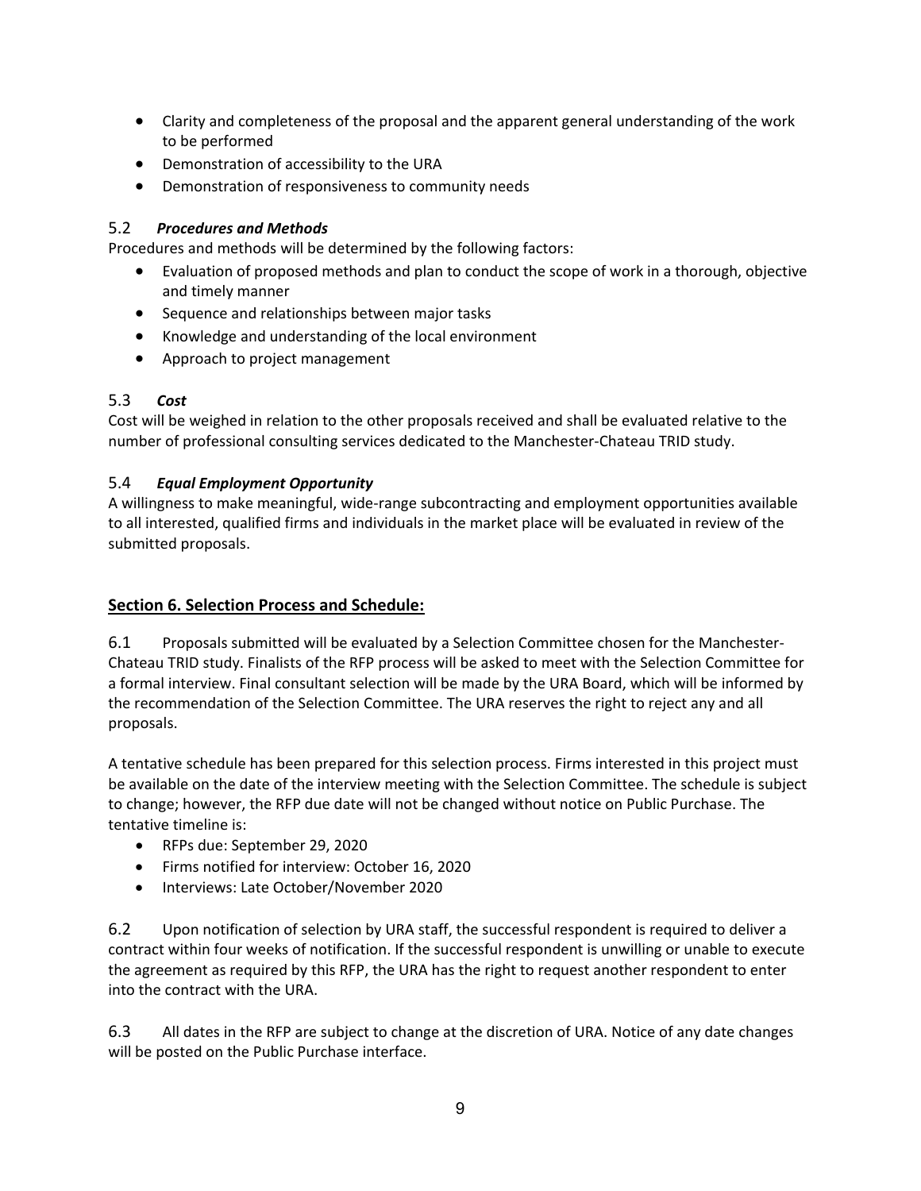- Clarity and completeness of the proposal and the apparent general understanding of the work to be performed
- Demonstration of accessibility to the URA
- Demonstration of responsiveness to community needs

### 5.2 *Procedures and Methods*

Procedures and methods will be determined by the following factors:

- Evaluation of proposed methods and plan to conduct the scope of work in a thorough, objective and timely manner
- Sequence and relationships between major tasks
- Knowledge and understanding of the local environment
- Approach to project management

### 5.3 *Cost*

Cost will be weighed in relation to the other proposals received and shall be evaluated relative to the number of professional consulting services dedicated to the Manchester-Chateau TRID study.

### 5.4 *Equal Employment Opportunity*

A willingness to make meaningful, wide-range subcontracting and employment opportunities available to all interested, qualified firms and individuals in the market place will be evaluated in review of the submitted proposals.

## Section 6. Selection Process and Schedule:

6.1 Proposals submitted will be evaluated by a Selection Committee chosen for the Manchester-Chateau TRID study. Finalists of the RFP process will be asked to meet with the Selection Committee for a formal interview. Final consultant selection will be made by the URA Board, which will be informed by the recommendation of the Selection Committee. The URA reserves the right to reject any and all proposals.

A tentative schedule has been prepared for this selection process. Firms interested in this project must be available on the date of the interview meeting with the Selection Committee. The schedule is subject to change; however, the RFP due date will not be changed without notice on Public Purchase. The tentative timeline is:

- RFPs due: September 29, 2020
- Firms notified for interview: October 16, 2020
- Interviews: Late October/November 2020

6.2 Upon notification of selection by URA staff, the successful respondent is required to deliver a contract within four weeks of notification. If the successful respondent is unwilling or unable to execute the agreement as required by this RFP, the URA has the right to request another respondent to enter into the contract with the URA.

6.3 All dates in the RFP are subject to change at the discretion of URA. Notice of any date changes will be posted on the Public Purchase interface.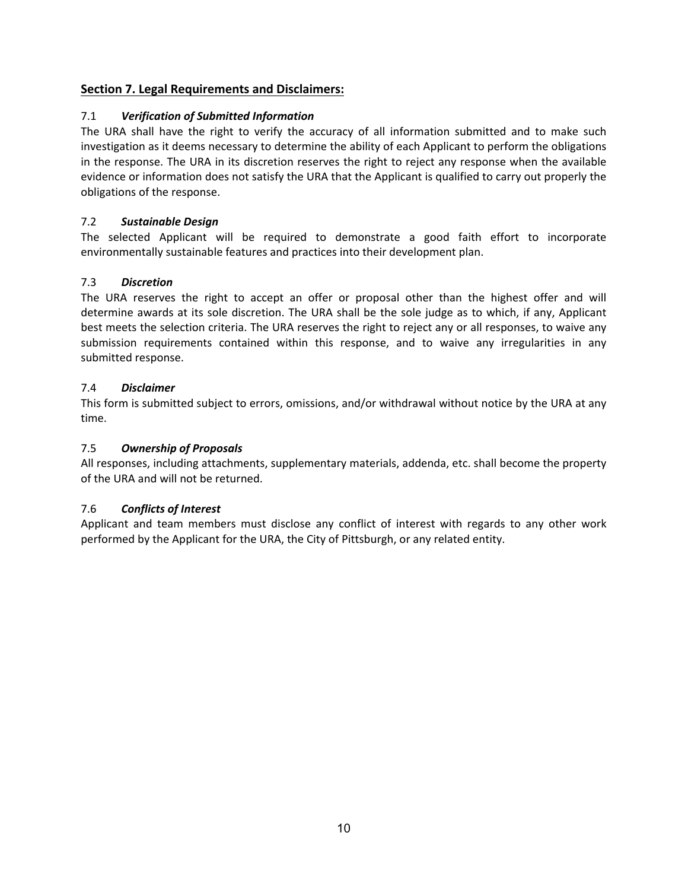## Section 7. Legal Requirements and Disclaimers:

### 7.1 *Verification of Submitted Information*

The URA shall have the right to verify the accuracy of all information submitted and to make such investigation as it deems necessary to determine the ability of each Applicant to perform the obligations in the response. The URA in its discretion reserves the right to reject any response when the available evidence or information does not satisfy the URA that the Applicant is qualified to carry out properly the obligations of the response.

### 7.2 *Sustainable Design*

The selected Applicant will be required to demonstrate a good faith effort to incorporate environmentally sustainable features and practices into their development plan.

### 7.3 *Discretion*

The URA reserves the right to accept an offer or proposal other than the highest offer and will determine awards at its sole discretion. The URA shall be the sole judge as to which, if any, Applicant best meets the selection criteria. The URA reserves the right to reject any or all responses, to waive any submission requirements contained within this response, and to waive any irregularities in any submitted response.

### 7.4 *Disclaimer*

This form is submitted subject to errors, omissions, and/or withdrawal without notice by the URA at any time.

### 7.5 *Ownership of Proposals*

All responses, including attachments, supplementary materials, addenda, etc. shall become the property of the URA and will not be returned.

### 7.6 *Conflicts of Interest*

Applicant and team members must disclose any conflict of interest with regards to any other work performed by the Applicant for the URA, the City of Pittsburgh, or any related entity.